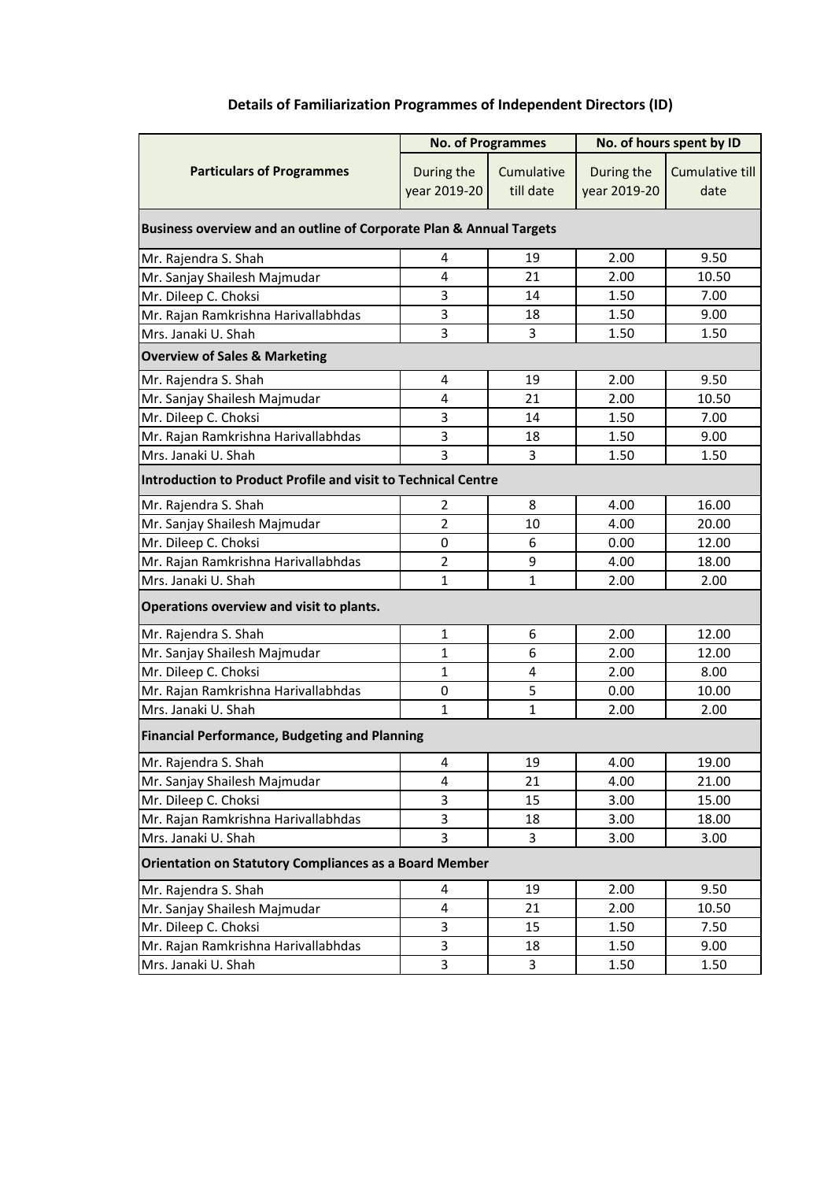## Details of Familiarization Programmes of Independent Directors (ID)

| Particulars of Programmes | No. of Programmes | | No. of hours spent by ID | |
|---|---|---|---|---|
| | During the year 2019-20 | Cumulative till date | During the year 2019-20 | Cumulative till date |
| **Business overview and an outline of Corporate Plan & Annual Targets** | | | | |
| Mr. Rajendra S. Shah | 4 | 19 | 2.00 | 9.50 |
| Mr. Sanjay Shailesh Majmudar | 4 | 21 | 2.00 | 10.50 |
| Mr. Dileep C. Choksi | 3 | 14 | 1.50 | 7.00 |
| Mr. Rajan Ramkrishna Harivallabhdas | 3 | 18 | 1.50 | 9.00 |
| Mrs. Janaki U. Shah | 3 | 3 | 1.50 | 1.50 |
| **Overview of Sales & Marketing** | | | | |
| Mr. Rajendra S. Shah | 4 | 19 | 2.00 | 9.50 |
| Mr. Sanjay Shailesh Majmudar | 4 | 21 | 2.00 | 10.50 |
| Mr. Dileep C. Choksi | 3 | 14 | 1.50 | 7.00 |
| Mr. Rajan Ramkrishna Harivallabhdas | 3 | 18 | 1.50 | 9.00 |
| Mrs. Janaki U. Shah | 3 | 3 | 1.50 | 1.50 |
| **Introduction to Product Profile and visit to Technical Centre** | | | | |
| Mr. Rajendra S. Shah | 2 | 8 | 4.00 | 16.00 |
| Mr. Sanjay Shailesh Majmudar | 2 | 10 | 4.00 | 20.00 |
| Mr. Dileep C. Choksi | 0 | 6 | 0.00 | 12.00 |
| Mr. Rajan Ramkrishna Harivallabhdas | 2 | 9 | 4.00 | 18.00 |
| Mrs. Janaki U. Shah | 1 | 1 | 2.00 | 2.00 |
| **Operations overview and visit to plants.** | | | | |
| Mr. Rajendra S. Shah | 1 | 6 | 2.00 | 12.00 |
| Mr. Sanjay Shailesh Majmudar | 1 | 6 | 2.00 | 12.00 |
| Mr. Dileep C. Choksi | 1 | 4 | 2.00 | 8.00 |
| Mr. Rajan Ramkrishna Harivallabhdas | 0 | 5 | 0.00 | 10.00 |
| Mrs. Janaki U. Shah | 1 | 1 | 2.00 | 2.00 |
| **Financial Performance, Budgeting and Planning** | | | | |
| Mr. Rajendra S. Shah | 4 | 19 | 4.00 | 19.00 |
| Mr. Sanjay Shailesh Majmudar | 4 | 21 | 4.00 | 21.00 |
| Mr. Dileep C. Choksi | 3 | 15 | 3.00 | 15.00 |
| Mr. Rajan Ramkrishna Harivallabhdas | 3 | 18 | 3.00 | 18.00 |
| Mrs. Janaki U. Shah | 3 | 3 | 3.00 | 3.00 |
| **Orientation on Statutory Compliances as a Board Member** | | | | |
| Mr. Rajendra S. Shah | 4 | 19 | 2.00 | 9.50 |
| Mr. Sanjay Shailesh Majmudar | 4 | 21 | 2.00 | 10.50 |
| Mr. Dileep C. Choksi | 3 | 15 | 1.50 | 7.50 |
| Mr. Rajan Ramkrishna Harivallabhdas | 3 | 18 | 1.50 | 9.00 |
| Mrs. Janaki U. Shah | 3 | 3 | 1.50 | 1.50 |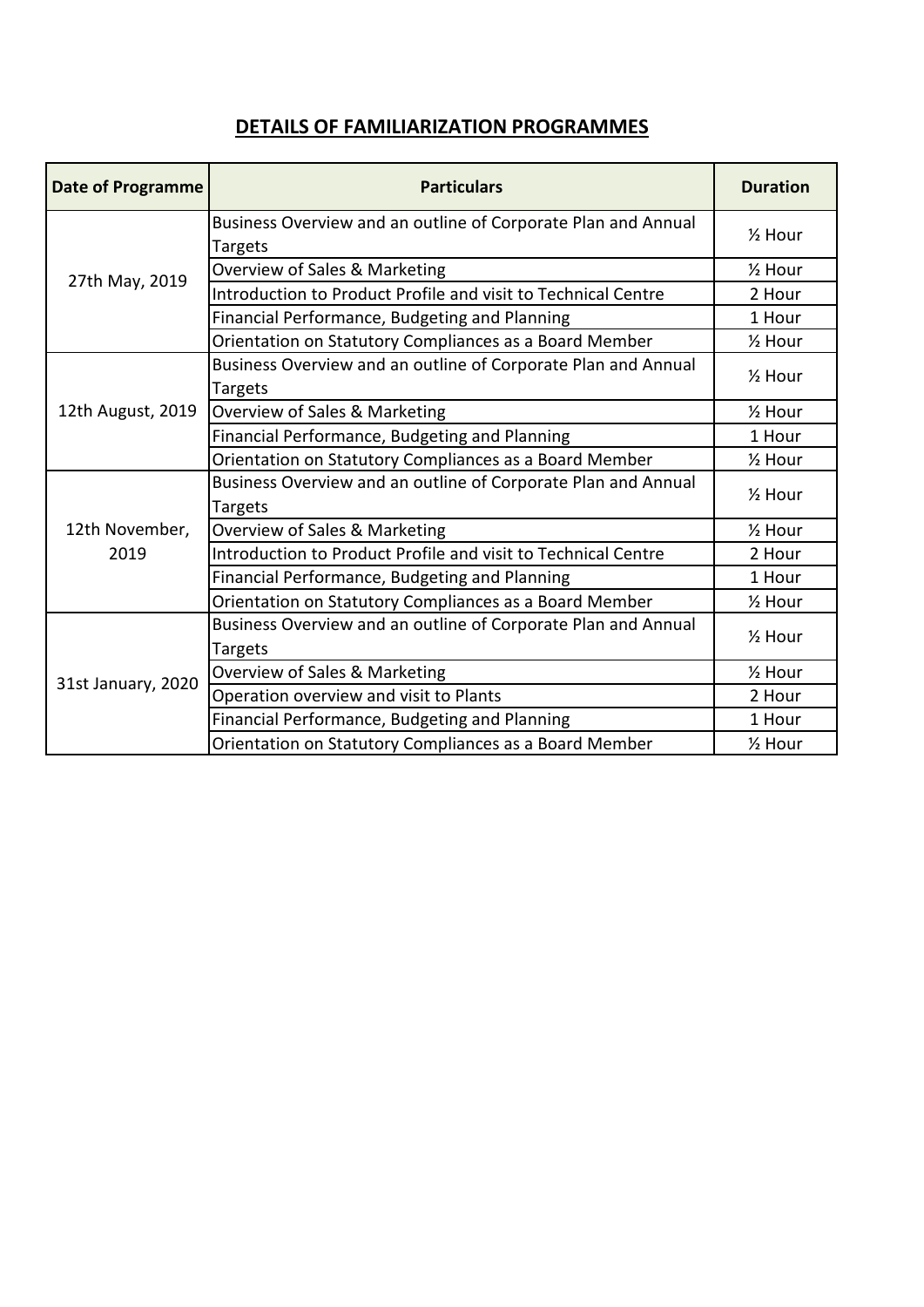## DETAILS OF FAMILIARIZATION PROGRAMMES

| Date of Programme | Particulars | Duration |
|---|---|---|
| 27th May, 2019 | Business Overview and an outline of Corporate Plan and Annual Targets | ½ Hour |
| | Overview of Sales & Marketing | ½ Hour |
| | Introduction to Product Profile and visit to Technical Centre | 2 Hour |
| | Financial Performance, Budgeting and Planning | 1 Hour |
| | Orientation on Statutory Compliances as a Board Member | ½ Hour |
| 12th August, 2019 | Business Overview and an outline of Corporate Plan and Annual Targets | ½ Hour |
| | Overview of Sales & Marketing | ½ Hour |
| | Financial Performance, Budgeting and Planning | 1 Hour |
| | Orientation on Statutory Compliances as a Board Member | ½ Hour |
| 12th November, 2019 | Business Overview and an outline of Corporate Plan and Annual Targets | ½ Hour |
| | Overview of Sales & Marketing | ½ Hour |
| | Introduction to Product Profile and visit to Technical Centre | 2 Hour |
| | Financial Performance, Budgeting and Planning | 1 Hour |
| | Orientation on Statutory Compliances as a Board Member | ½ Hour |
| 31st January, 2020 | Business Overview and an outline of Corporate Plan and Annual Targets | ½ Hour |
| | Overview of Sales & Marketing | ½ Hour |
| | Operation overview and visit to Plants | 2 Hour |
| | Financial Performance, Budgeting and Planning | 1 Hour |
| | Orientation on Statutory Compliances as a Board Member | ½ Hour |